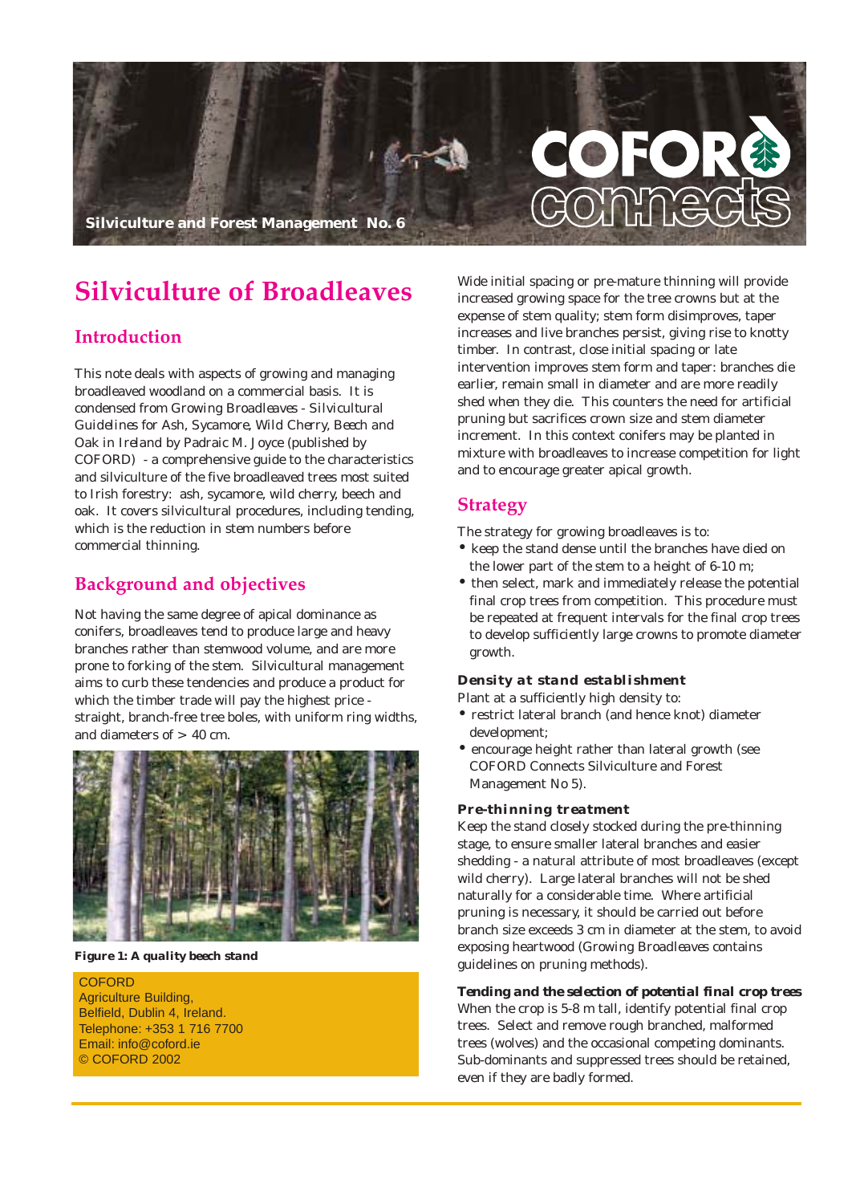Silviculture and Forest Management No. 6

# Silviculture of Broadleaves

## Introduction

This note deals with aspects of growing and managing broadleaved woodland on a commercial basis. It is condensed from Growing Broadleaves - Silvicultural Guidelines for Ash, Sycamore, Wild Cherry, Beech and Oak in Ireland by Padraic M. Joyce (published by COFORD) - a comprehensive guide to the characteristics and silviculture of the five broadleaved trees most suited to Irish forestry: ash, sycamore, wild cherry, beech and oak. It covers silvicultural procedures, including tending, which is the reduction in stem numbers before commercial thinning.

## Background and objectives

Not having the same degree of apical dominance as conifers, broadleaves tend to produce large and heavy branches rather than stemwood volume, and are more prone to forking of the stem. Silvicultural management aims to curb these tendencies and produce a product for which the timber trade will pay the highest price - straight, branch-free tree boles, with uniform ring widths, and diameters of > 40 cm.

**Figure 1: A quality beech stand**

COFORD
Agriculture Building,
Belfield, Dublin 4, Ireland.
Telephone: +353 1 716 7700
Email: info@coford.ie
© COFORD 2002

Wide initial spacing or pre-mature thinning will provide increased growing space for the tree crowns but at the expense of stem quality; stem form disimproves, taper increases and live branches persist, giving rise to knotty timber. In contrast, close initial spacing or late intervention improves stem form and taper: branches die earlier, remain small in diameter and are more readily shed when they die. This counters the need for artificial pruning but sacrifices crown size and stem diameter increment. In this context conifers may be planted in mixture with broadleaves to increase competition for light and to encourage greater apical growth.

## Strategy

The strategy for growing broadleaves is to:

- keep the stand dense until the branches have died on the lower part of the stem to a height of 6-10 m;
- then select, mark and immediately release the potential final crop trees from competition. This procedure must be repeated at frequent intervals for the final crop trees to develop sufficiently large crowns to promote diameter growth.

### Density at stand establishment

Plant at a sufficiently high density to:

- restrict lateral branch (and hence knot) diameter development;
- encourage height rather than lateral growth (see COFORD Connects Silviculture and Forest Management No 5).

### Pre-thinning treatment

Keep the stand closely stocked during the pre-thinning stage, to ensure smaller lateral branches and easier shedding - a natural attribute of most broadleaves (except wild cherry). Large lateral branches will not be shed naturally for a considerable time. Where artificial pruning is necessary, it should be carried out before branch size exceeds 3 cm in diameter at the stem, to avoid exposing heartwood (Growing Broadleaves contains guidelines on pruning methods).

### Tending and the selection of potential final crop trees

When the crop is 5-8 m tall, identify potential final crop trees. Select and remove rough branched, malformed trees (wolves) and the occasional competing dominants. Sub-dominants and suppressed trees should be retained, even if they are badly formed.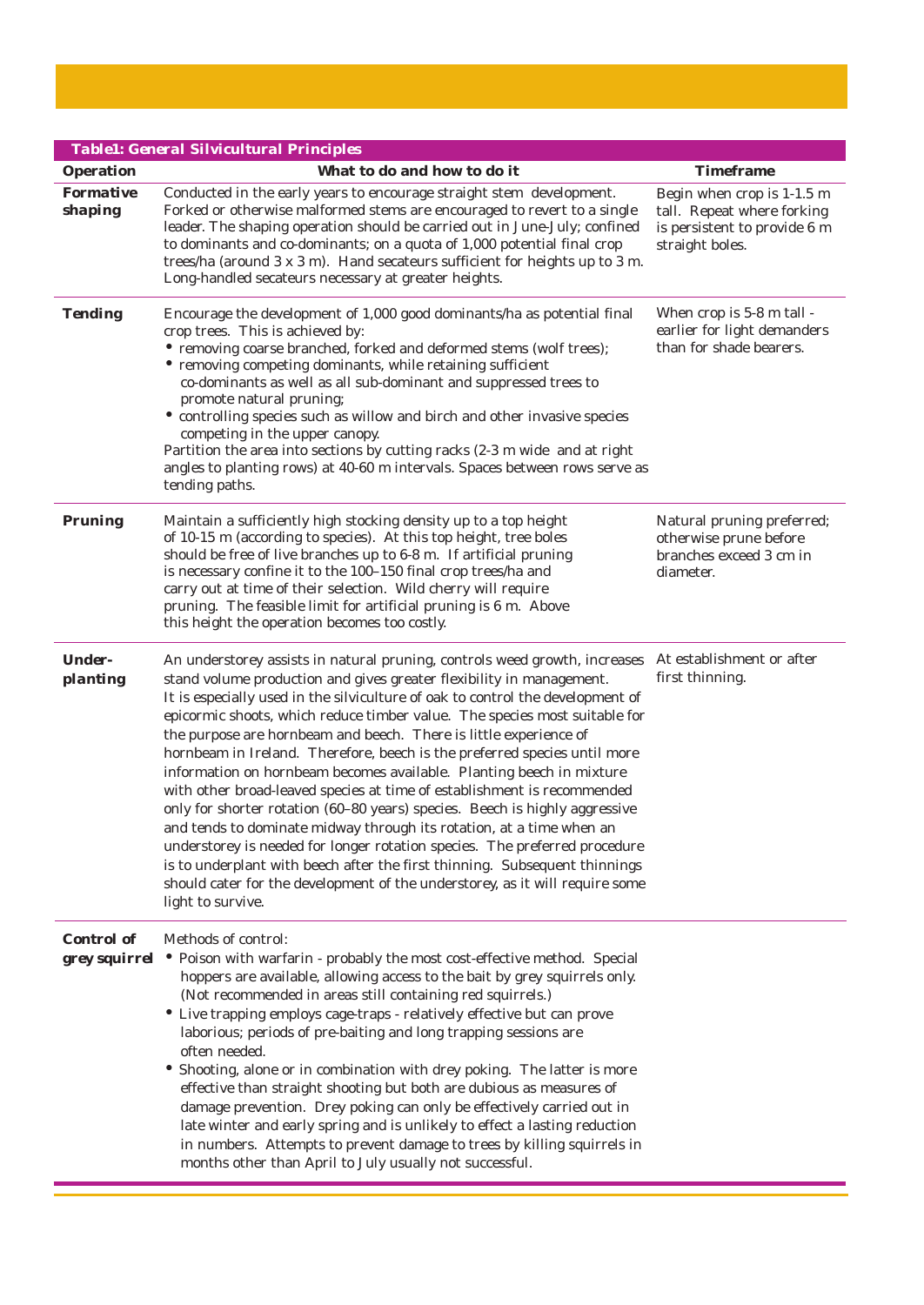**Table1: General Silvicultural Principles**

| Operation | What to do and how to do it | Timeframe |
|---|---|---|
| **Formative shaping** | Conducted in the early years to encourage straight stem development. Forked or otherwise malformed stems are encouraged to revert to a single leader. The shaping operation should be carried out in June-July; confined to dominants and co-dominants; on a quota of 1,000 potential final crop trees/ha (around 3 x 3 m). Hand secateurs sufficient for heights up to 3 m. Long-handled secateurs necessary at greater heights. | Begin when crop is 1-1.5 m tall. Repeat where forking is persistent to provide 6 m straight boles. |
| **Tending** | Encourage the development of 1,000 good dominants/ha as potential final crop trees. This is achieved by: <br>• removing coarse branched, forked and deformed stems (wolf trees); <br>• removing competing dominants, while retaining sufficient co-dominants as well as all sub-dominant and suppressed trees to promote natural pruning; <br>• controlling species such as willow and birch and other invasive species competing in the upper canopy. <br>Partition the area into sections by cutting racks (2-3 m wide and at right angles to planting rows) at 40-60 m intervals. Spaces between rows serve as tending paths. | When crop is 5-8 m tall - earlier for light demanders than for shade bearers. |
| **Pruning** | Maintain a sufficiently high stocking density up to a top height of 10-15 m (according to species). At this top height, tree boles should be free of live branches up to 6-8 m. If artificial pruning is necessary confine it to the 100–150 final crop trees/ha and carry out at time of their selection. Wild cherry will require pruning. The feasible limit for artificial pruning is 6 m. Above this height the operation becomes too costly. | Natural pruning preferred; otherwise prune before branches exceed 3 cm in diameter. |
| **Under-planting** | An understorey assists in natural pruning, controls weed growth, increases stand volume production and gives greater flexibility in management. It is especially used in the silviculture of oak to control the development of epicormic shoots, which reduce timber value. The species most suitable for the purpose are hornbeam and beech. There is little experience of hornbeam in Ireland. Therefore, beech is the preferred species until more information on hornbeam becomes available. Planting beech in mixture with other broad-leaved species at time of establishment is recommended only for shorter rotation (60–80 years) species. Beech is highly aggressive and tends to dominate midway through its rotation, at a time when an understorey is needed for longer rotation species. The preferred procedure is to underplant with beech after the first thinning. Subsequent thinnings should cater for the development of the understorey, as it will require some light to survive. | At establishment or after first thinning. |
| **Control of grey squirrel** | Methods of control: <br>• Poison with warfarin - probably the most cost-effective method. Special hoppers are available, allowing access to the bait by grey squirrels only. (Not recommended in areas still containing red squirrels.) <br>• Live trapping employs cage-traps - relatively effective but can prove laborious; periods of pre-baiting and long trapping sessions are often needed. <br>• Shooting, alone or in combination with drey poking. The latter is more effective than straight shooting but both are dubious as measures of damage prevention. Drey poking can only be effectively carried out in late winter and early spring and is unlikely to effect a lasting reduction in numbers. Attempts to prevent damage to trees by killing squirrels in months other than April to July usually not successful. | |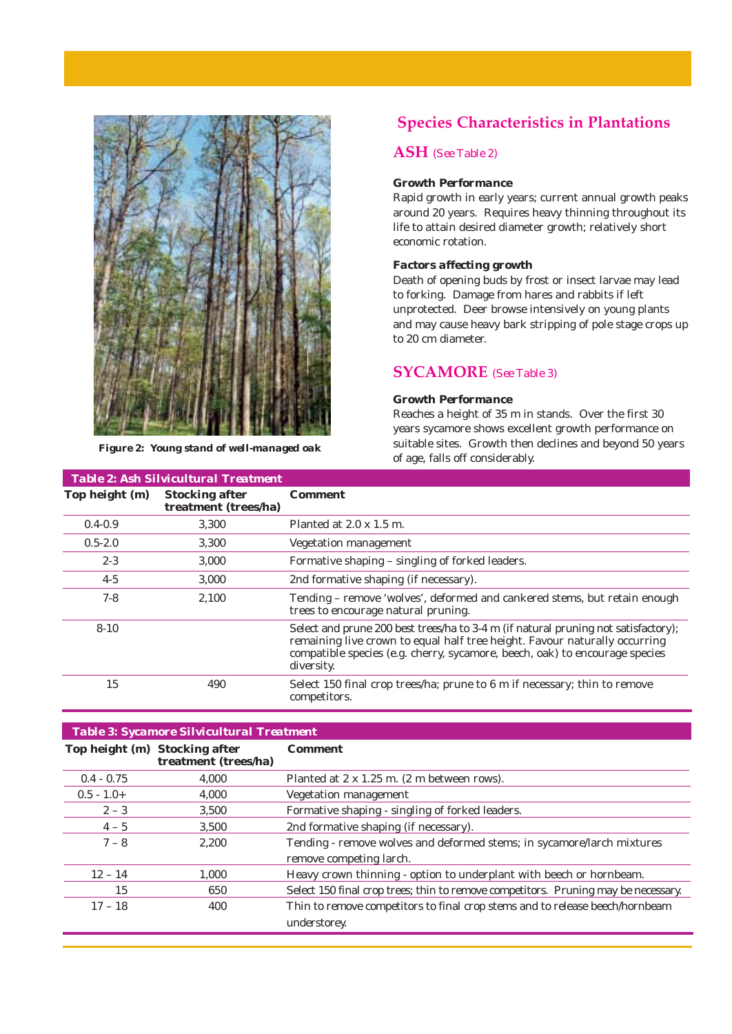Figure 2: Young stand of well-managed oak

## Species Characteristics in Plantations

### ASH (See Table 2)

**Growth Performance**

Rapid growth in early years; current annual growth peaks around 20 years. Requires heavy thinning throughout its life to attain desired diameter growth; relatively short economic rotation.

**Factors affecting growth**

Death of opening buds by frost or insect larvae may lead to forking. Damage from hares and rabbits if left unprotected. Deer browse intensively on young plants and may cause heavy bark stripping of pole stage crops up to 20 cm diameter.

### SYCAMORE (See Table 3)

**Growth Performance**

Reaches a height of 35 m in stands. Over the first 30 years sycamore shows excellent growth performance on suitable sites. Growth then declines and beyond 50 years of age, falls off considerably.

**Table 2: Ash Silvicultural Treatment**

| Top height (m) | Stocking after treatment (trees/ha) | Comment |
|---|---|---|
| 0.4-0.9 | 3,300 | Planted at 2.0 x 1.5 m. |
| 0.5-2.0 | 3,300 | Vegetation management |
| 2-3 | 3,000 | Formative shaping – singling of forked leaders. |
| 4-5 | 3,000 | 2nd formative shaping (if necessary). |
| 7-8 | 2,100 | Tending – remove 'wolves', deformed and cankered stems, but retain enough trees to encourage natural pruning. |
| 8-10 | | Select and prune 200 best trees/ha to 3-4 m (if natural pruning not satisfactory); remaining live crown to equal half tree height. Favour naturally occurring compatible species (e.g. cherry, sycamore, beech, oak) to encourage species diversity. |
| 15 | 490 | Select 150 final crop trees/ha; prune to 6 m if necessary; thin to remove competitors. |

**Table 3: Sycamore Silvicultural Treatment**

| Top height (m) | Stocking after treatment (trees/ha) | Comment |
|---|---|---|
| 0.4 - 0.75 | 4,000 | Planted at 2 x 1.25 m. (2 m between rows). |
| 0.5 - 1.0+ | 4,000 | Vegetation management |
| 2 – 3 | 3,500 | Formative shaping - singling of forked leaders. |
| 4 – 5 | 3,500 | 2nd formative shaping (if necessary). |
| 7 – 8 | 2,200 | Tending - remove wolves and deformed stems; in sycamore/larch mixtures remove competing larch. |
| 12 – 14 | 1,000 | Heavy crown thinning - option to underplant with beech or hornbeam. |
| 15 | 650 | Select 150 final crop trees; thin to remove competitors. Pruning may be necessary. |
| 17 – 18 | 400 | Thin to remove competitors to final crop stems and to release beech/hornbeam understorey. |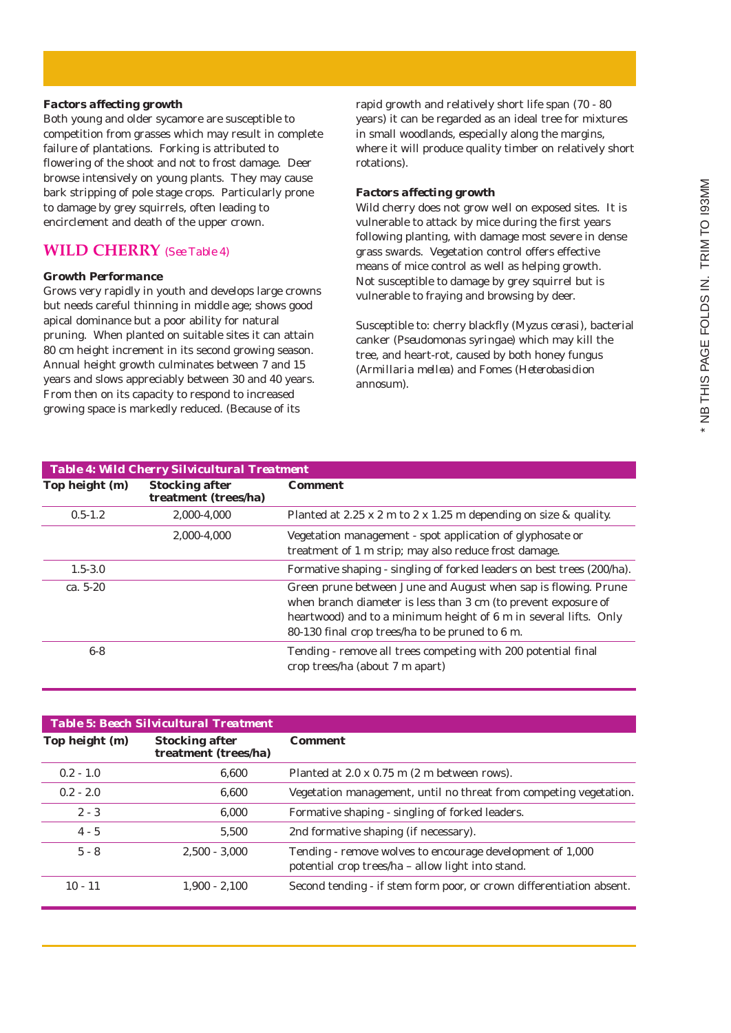**Factors affecting growth**

Both young and older sycamore are susceptible to competition from grasses which may result in complete failure of plantations. Forking is attributed to flowering of the shoot and not to frost damage. Deer browse intensively on young plants. They may cause bark stripping of pole stage crops. Particularly prone to damage by grey squirrels, often leading to encirclement and death of the upper crown.

## WILD CHERRY (See Table 4)

**Growth Performance**

Grows very rapidly in youth and develops large crowns but needs careful thinning in middle age; shows good apical dominance but a poor ability for natural pruning. When planted on suitable sites it can attain 80 cm height increment in its second growing season. Annual height growth culminates between 7 and 15 years and slows appreciably between 30 and 40 years. From then on its capacity to respond to increased growing space is markedly reduced. (Because of its rapid growth and relatively short life span (70 - 80 years) it can be regarded as an ideal tree for mixtures in small woodlands, especially along the margins, where it will produce quality timber on relatively short rotations).

**Factors affecting growth**

Wild cherry does not grow well on exposed sites. It is vulnerable to attack by mice during the first years following planting, with damage most severe in dense grass swards. Vegetation control offers effective means of mice control as well as helping growth. Not susceptible to damage by grey squirrel but is vulnerable to fraying and browsing by deer.

Susceptible to: cherry blackfly (*Myzus cerasi*), bacterial canker (*Pseudomonas syringae*) which may kill the tree, and heart-rot, caused by both honey fungus (*Armillaria mellea*) and Fomes (*Heterobasidion annosum*).

**Table 4: Wild Cherry Silvicultural Treatment**

| Top height (m) | Stocking after treatment (trees/ha) | Comment |
|---|---|---|
| 0.5-1.2 | 2,000-4,000 | Planted at 2.25 x 2 m to 2 x 1.25 m depending on size & quality. |
| | 2,000-4,000 | Vegetation management - spot application of glyphosate or treatment of 1 m strip; may also reduce frost damage. |
| 1.5-3.0 | | Formative shaping - singling of forked leaders on best trees (200/ha). |
| ca. 5-20 | | Green prune between June and August when sap is flowing. Prune when branch diameter is less than 3 cm (to prevent exposure of heartwood) and to a minimum height of 6 m in several lifts. Only 80-130 final crop trees/ha to be pruned to 6 m. |
| 6-8 | | Tending - remove all trees competing with 200 potential final crop trees/ha (about 7 m apart) |

**Table 5: Beech Silvicultural Treatment**

| Top height (m) | Stocking after treatment (trees/ha) | Comment |
|---|---|---|
| 0.2 - 1.0 | 6,600 | Planted at 2.0 x 0.75 m (2 m between rows). |
| 0.2 - 2.0 | 6,600 | Vegetation management, until no threat from competing vegetation. |
| 2 - 3 | 6,000 | Formative shaping - singling of forked leaders. |
| 4 - 5 | 5,500 | 2nd formative shaping (if necessary). |
| 5 - 8 | 2,500 - 3,000 | Tending - remove wolves to encourage development of 1,000 potential crop trees/ha – allow light into stand. |
| 10 - 11 | 1,900 - 2,100 | Second tending - if stem form poor, or crown differentiation absent. |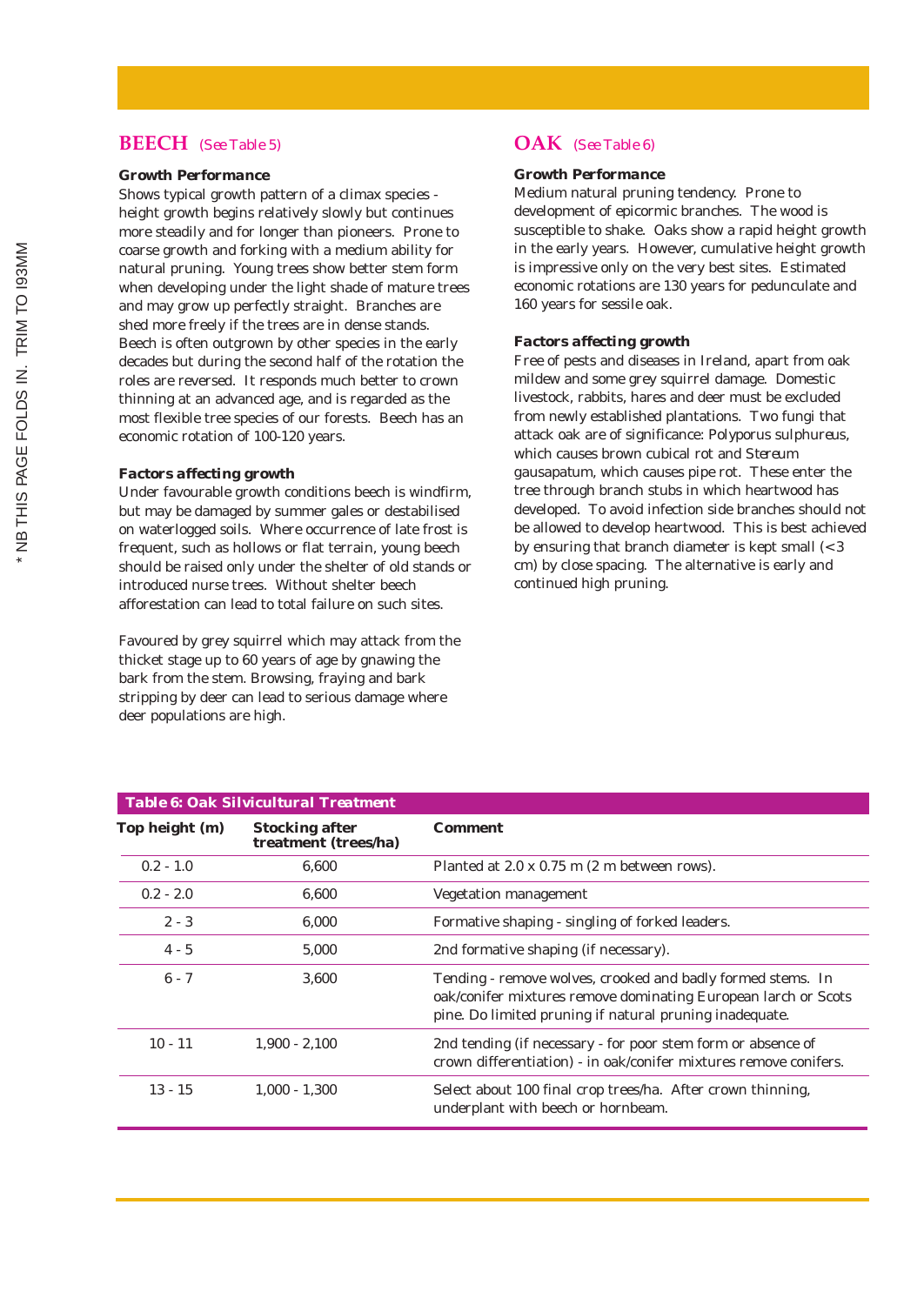## BEECH *(See Table 5)*

### Growth Performance

Shows typical growth pattern of a climax species - height growth begins relatively slowly but continues more steadily and for longer than pioneers. Prone to coarse growth and forking with a medium ability for natural pruning. Young trees show better stem form when developing under the light shade of mature trees and may grow up perfectly straight. Branches are shed more freely if the trees are in dense stands. Beech is often outgrown by other species in the early decades but during the second half of the rotation the roles are reversed. It responds much better to crown thinning at an advanced age, and is regarded as the most flexible tree species of our forests. Beech has an economic rotation of 100-120 years.

### Factors affecting growth

Under favourable growth conditions beech is windfirm, but may be damaged by summer gales or destabilised on waterlogged soils. Where occurrence of late frost is frequent, such as hollows or flat terrain, young beech should be raised only under the shelter of old stands or introduced nurse trees. Without shelter beech afforestation can lead to total failure on such sites.

Favoured by grey squirrel which may attack from the thicket stage up to 60 years of age by gnawing the bark from the stem. Browsing, fraying and bark stripping by deer can lead to serious damage where deer populations are high.

## OAK *(See Table 6)*

### Growth Performance

Medium natural pruning tendency. Prone to development of epicormic branches. The wood is susceptible to shake. Oaks show a rapid height growth in the early years. However, cumulative height growth is impressive only on the very best sites. Estimated economic rotations are 130 years for pedunculate and 160 years for sessile oak.

### Factors affecting growth

Free of pests and diseases in Ireland, apart from oak mildew and some grey squirrel damage. Domestic livestock, rabbits, hares and deer must be excluded from newly established plantations. Two fungi that attack oak are of significance: Polyporus sulphureus, which causes brown cubical rot and Stereum gausapatum, which causes pipe rot. These enter the tree through branch stubs in which heartwood has developed. To avoid infection side branches should not be allowed to develop heartwood. This is best achieved by ensuring that branch diameter is kept small (<3 cm) by close spacing. The alternative is early and continued high pruning.

**Table 6: Oak Silvicultural Treatment**

| Top height (m) | Stocking after treatment (trees/ha) | Comment |
|---|---|---|
| 0.2 - 1.0 | 6,600 | Planted at 2.0 x 0.75 m (2 m between rows). |
| 0.2 - 2.0 | 6,600 | Vegetation management |
| 2 - 3 | 6,000 | Formative shaping - singling of forked leaders. |
| 4 - 5 | 5,000 | 2nd formative shaping (if necessary). |
| 6 - 7 | 3,600 | Tending - remove wolves, crooked and badly formed stems. In oak/conifer mixtures remove dominating European larch or Scots pine. Do limited pruning if natural pruning inadequate. |
| 10 - 11 | 1,900 - 2,100 | 2nd tending (if necessary - for poor stem form or absence of crown differentiation) - in oak/conifer mixtures remove conifers. |
| 13 - 15 | 1,000 - 1,300 | Select about 100 final crop trees/ha. After crown thinning, underplant with beech or hornbeam. |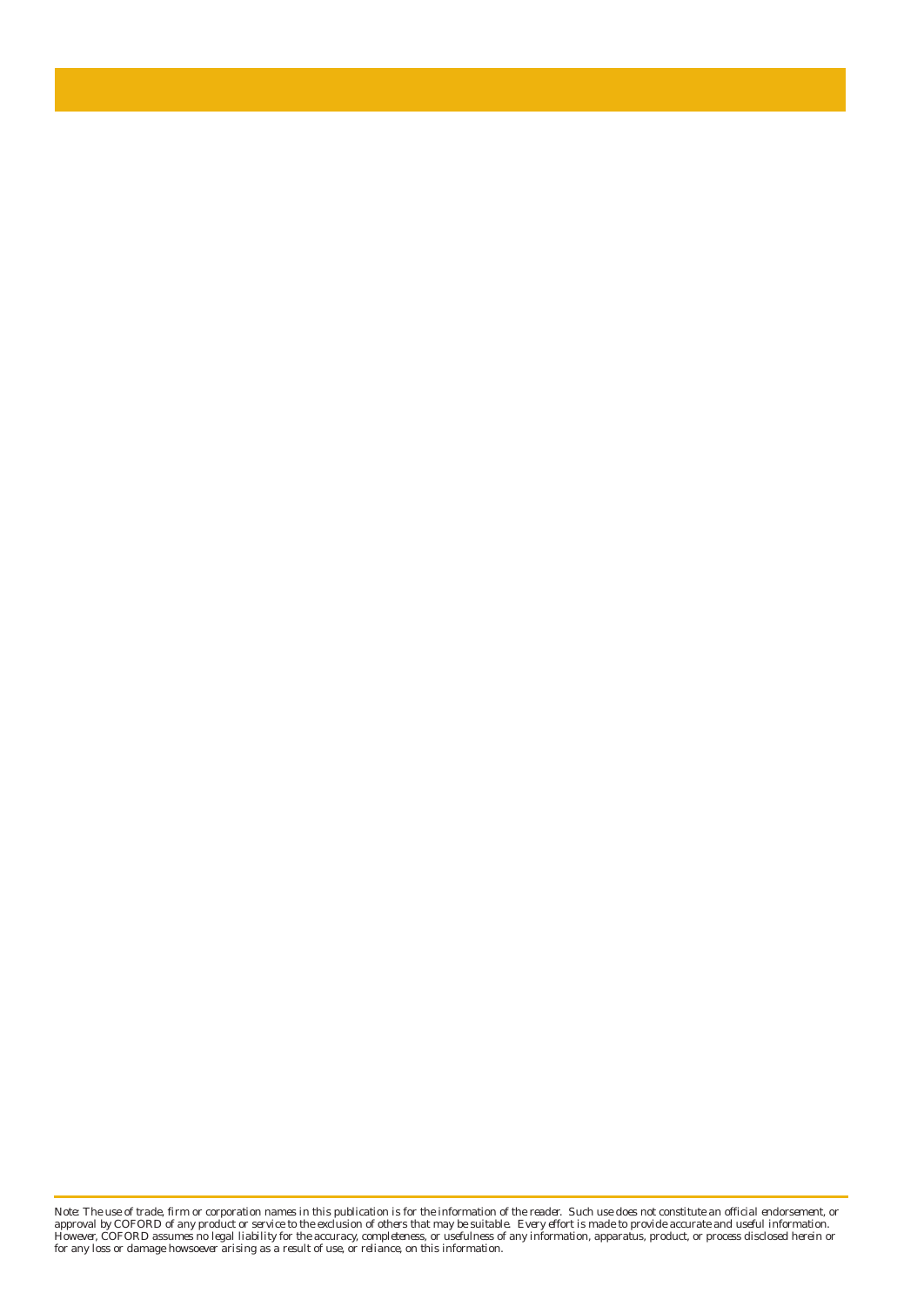Note: The use of trade, firm or corporation names in this publication is for the information of the reader. Such use does not constitute an official endorsement, or approval by COFORD of any product or service to the exclusion of others that may be suitable. Every effort is made to provide accurate and useful information. However, COFORD assumes no legal liability for the accuracy, completeness, or usefulness of any information, apparatus, product, or process disclosed herein or for any loss or damage howsoever arising as a result of use, or reliance, on this information.